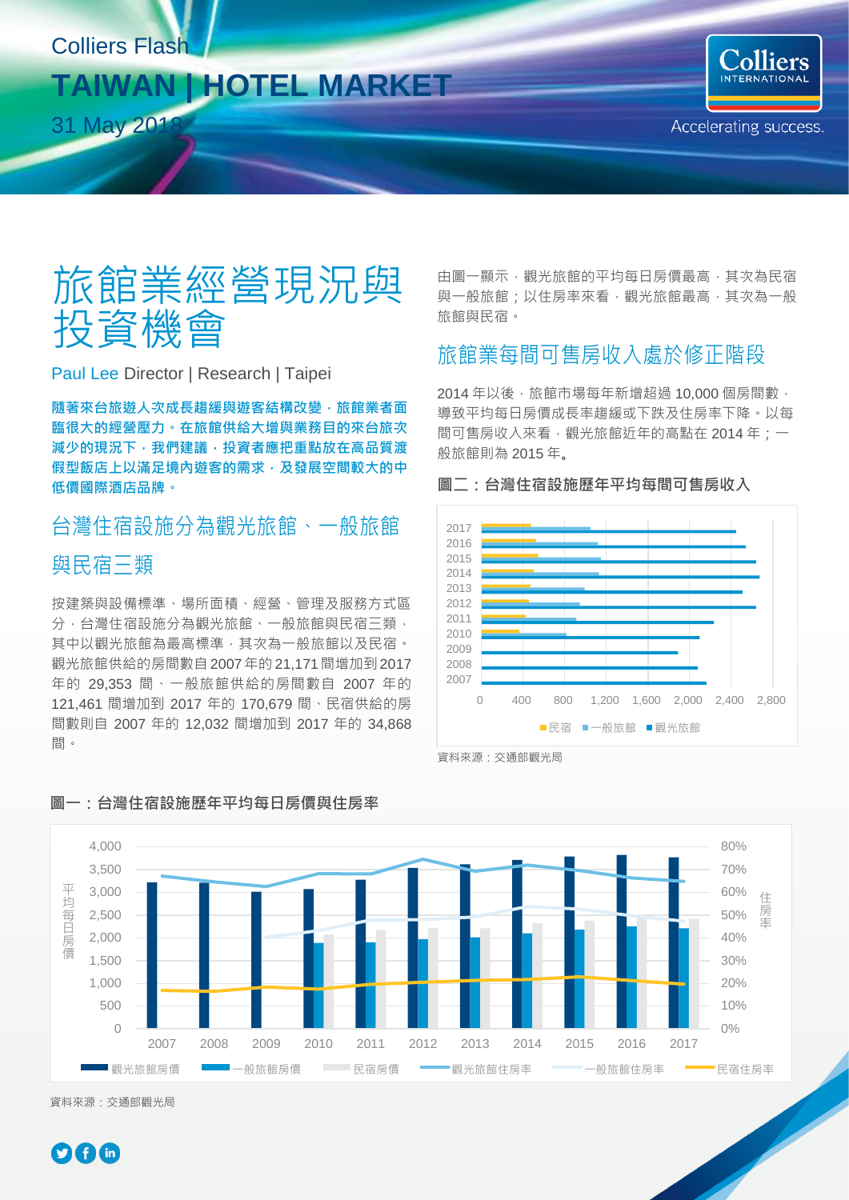Colliers Flash

# TAIWAN | HOTEL MARKET

31 May 2018

Colliers INTERNATIONAL

Accelerating success.

# 旅館業經營現況與投資機會

Paul Lee Director | Research | Taipei

**隨著來台旅遊人次成長趨緩與遊客結構改變，旅館業者面臨很大的經營壓力。在旅館供給大增與業務目的來台旅次減少的現況下，我們建議，投資者應把重點放在高品質渡假型飯店上以滿足境內遊客的需求，及發展空間較大的中低價國際酒店品牌。**

## 台灣住宿設施分為觀光旅館、一般旅館與民宿三類

按建築與設備標準、場所面積、經營、管理及服務方式區分，台灣住宿設施分為觀光旅館、一般旅館與民宿三類，其中以觀光旅館為最高標準，其次為一般旅館以及民宿。觀光旅館供給的房間數自 2007 年的 21,171 間增加到 2017 年的 29,353 間、一般旅館供給的房間數自 2007 年的 121,461 間增加到 2017 年的 170,679 間、民宿供給的房間數則自 2007 年的 12,032 間增加到 2017 年的 34,868 間。

由圖一顯示，觀光旅館的平均每日房價最高，其次為民宿與一般旅館；以住房率來看，觀光旅館最高，其次為一般旅館與民宿。

## 旅館業每間可售房收入處於修正階段

2014 年以後，旅館市場每年新增超過 10,000 個房間數，導致平均每日房價成長率趨緩或下跌及住房率下降。以每間可售房收入來看，觀光旅館近年的高點在 2014 年；一般旅館則為 2015 年。

**圖二：台灣住宿設施歷年平均每間可售房收入**

資料來源：交通部觀光局

**圖一：台灣住宿設施歷年平均每日房價與住房率**

資料來源：交通部觀光局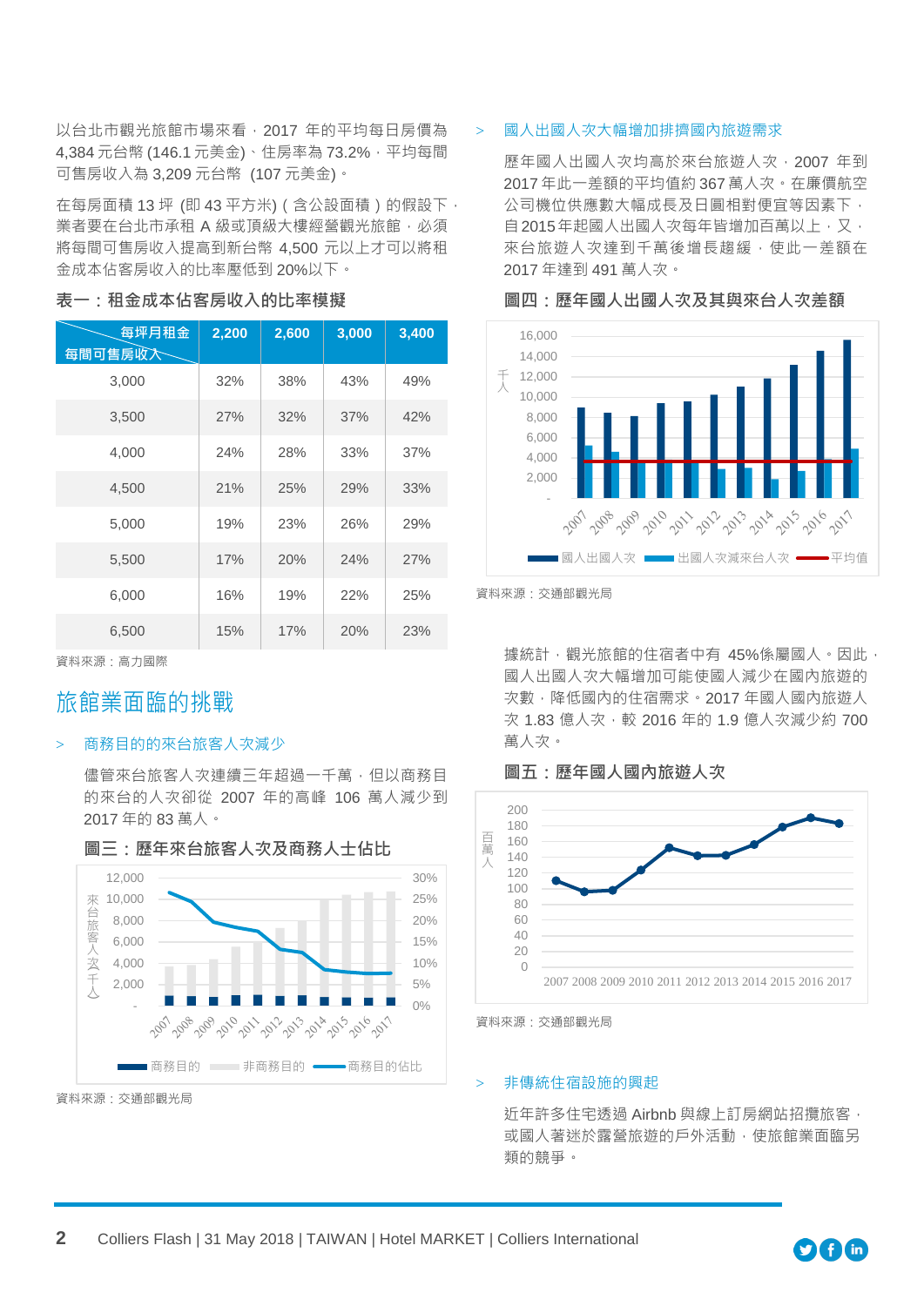以台北市觀光旅館市場來看，2017 年的平均每日房價為 4,384 元台幣 (146.1 元美金)、住房率為 73.2%，平均每間可售房收入為 3,209 元台幣 (107 元美金)。

在每房面積 13 坪 (即 43 平方米) ( 含公設面積 ) 的假設下，業者要在台北市承租 A 級或頂級大樓經營觀光旅館，必須將每間可售房收入提高到新台幣 4,500 元以上才可以將租金成本佔客房收入的比率壓低到 20%以下。

**表一：租金成本佔客房收入的比率模擬**

| 每坪月租金 / 每間可售房收入 | 2,200 | 2,600 | 3,000 | 3,400 |
|---|---|---|---|---|
| 3,000 | 32% | 38% | 43% | 49% |
| 3,500 | 27% | 32% | 37% | 42% |
| 4,000 | 24% | 28% | 33% | 37% |
| 4,500 | 21% | 25% | 29% | 33% |
| 5,000 | 19% | 23% | 26% | 29% |
| 5,500 | 17% | 20% | 24% | 27% |
| 6,000 | 16% | 19% | 22% | 25% |
| 6,500 | 15% | 17% | 20% | 23% |

資料來源：高力國際

## 旅館業面臨的挑戰

> 商務目的的來台旅客人次減少

儘管來台旅客人次連續三年超過一千萬，但以商務目的的來台人次卻從 2007 年的高峰 106 萬人減少到 2017 年的 83 萬人。

**圖三：歷年來台旅客人次及商務人士佔比**

資料來源：交通部觀光局

> 國人出國人次大幅增加排擠國內旅遊需求

歷年國人出國人次均高於來台旅遊人次，2007 年到 2017 年此一差額的平均值約 367 萬人次。在廉價航空公司機位供應數大幅成長及日圓相對便宜等因素下，自 2015 年起國人出國人次每年皆增加百萬以上，又，來台旅遊人次達到千萬後增長趨緩，使此一差額在 2017 年達到 491 萬人次。

**圖四：歷年國人出國人次及其與來台人次差額**

資料來源：交通部觀光局

據統計，觀光旅館的住宿者中有 45%係屬國人。因此，國人出國人次大幅增加可能使國人減少在國內旅遊的次數，降低國內的住宿需求。2017 年國人國內旅遊人次 1.83 億人次，較 2016 年的 1.9 億人次減少約 700 萬人次。

**圖五：歷年國人國內旅遊人次**

資料來源：交通部觀光局

> 非傳統住宿設施的興起

近年許多住宅透過 Airbnb 與線上訂房網站招攬旅客，或國人著迷於露營旅遊的戶外活動，使旅館業面臨另類的競爭。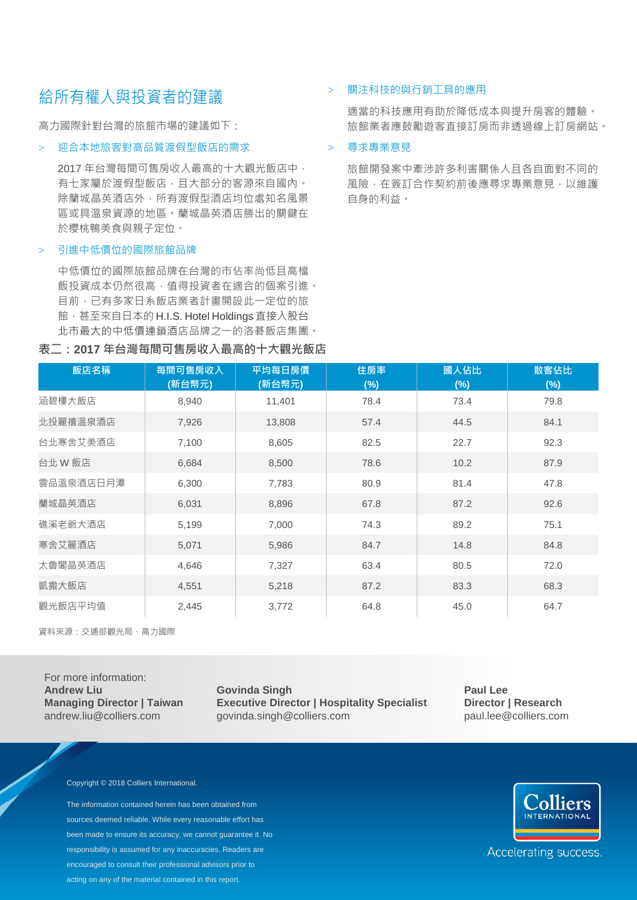## 給所有權人與投資者的建議

高力國際針對台灣的旅館市場的建議如下：

> 迎合本地旅客對高品質渡假型飯店的需求

2017 年台灣每間可售房收入最高的十大觀光飯店中，有七家屬於渡假型飯店，且大部分的客源來自國內。除蘭城晶英酒店外，所有渡假型酒店均位處知名風景區或具溫泉資源的地區。蘭城晶英酒店勝出的關鍵在於櫻桃鴨美食與親子定位。

> 引進中低價位的國際旅館品牌

中低價位的國際旅館品牌在台灣的市佔率尚低且高檔飯投資成本仍然很高，值得投資者在適合的個案引進。目前，已有多家日系飯店業者計畫開設此一定位的旅館，甚至來自日本的 H.I.S. Hotel Holdings 直接入股台北市最大的中低價連鎖酒店品牌之一的洛碁飯店集團。

> 關注科技的與行銷工具的應用

適當的科技應用有助於降低成本與提升房客的體驗。旅館業者應鼓勵遊客直接訂房而非透過線上訂房網站。

> 尋求專業意見

旅館開發案中牽涉許多利害關係人且各自面對不同的風險，在簽訂合作契約前後應尋求專業意見，以維護自身的利益。

**表二：2017 年台灣每間可售房收入最高的十大觀光飯店**

| 飯店名稱 | 每間可售房收入 (新台幣元) | 平均每日房價 (新台幣元) | 住房率 (%) | 國人佔比 (%) | 散客佔比 (%) |
|---|---|---|---|---|---|
| 涵碧樓大飯店 | 8,940 | 11,401 | 78.4 | 73.4 | 79.8 |
| 北投麗禧溫泉酒店 | 7,926 | 13,808 | 57.4 | 44.5 | 84.1 |
| 台北寒舍艾美酒店 | 7,100 | 8,605 | 82.5 | 22.7 | 92.3 |
| 台北 W 飯店 | 6,684 | 8,500 | 78.6 | 10.2 | 87.9 |
| 雲品溫泉酒店日月潭 | 6,300 | 7,783 | 80.9 | 81.4 | 47.8 |
| 蘭城晶英酒店 | 6,031 | 8,896 | 67.8 | 87.2 | 92.6 |
| 礁溪老爺大酒店 | 5,199 | 7,000 | 74.3 | 89.2 | 75.1 |
| 寒舍艾麗酒店 | 5,071 | 5,986 | 84.7 | 14.8 | 84.8 |
| 太魯閣晶英酒店 | 4,646 | 7,327 | 63.4 | 80.5 | 72.0 |
| 凱撒大飯店 | 4,551 | 5,218 | 87.2 | 83.3 | 68.3 |
| 觀光飯店平均值 | 2,445 | 3,772 | 64.8 | 45.0 | 64.7 |

資料來源：交通部觀光局、高力國際

For more information:

**Andrew Liu**
**Managing Director | Taiwan**
andrew.liu@colliers.com

**Govinda Singh**
**Executive Director | Hospitality Specialist**
govinda.singh@colliers.com

**Paul Lee**
**Director | Research**
paul.lee@colliers.com

Copyright © 2018 Colliers International.

The information contained herein has been obtained from sources deemed reliable. While every reasonable effort has been made to ensure its accuracy, we cannot guarantee it. No responsibility is assumed for any inaccuracies. Readers are encouraged to consult their professional advisors prior to acting on any of the material contained in this report.

Colliers INTERNATIONAL

Accelerating success.